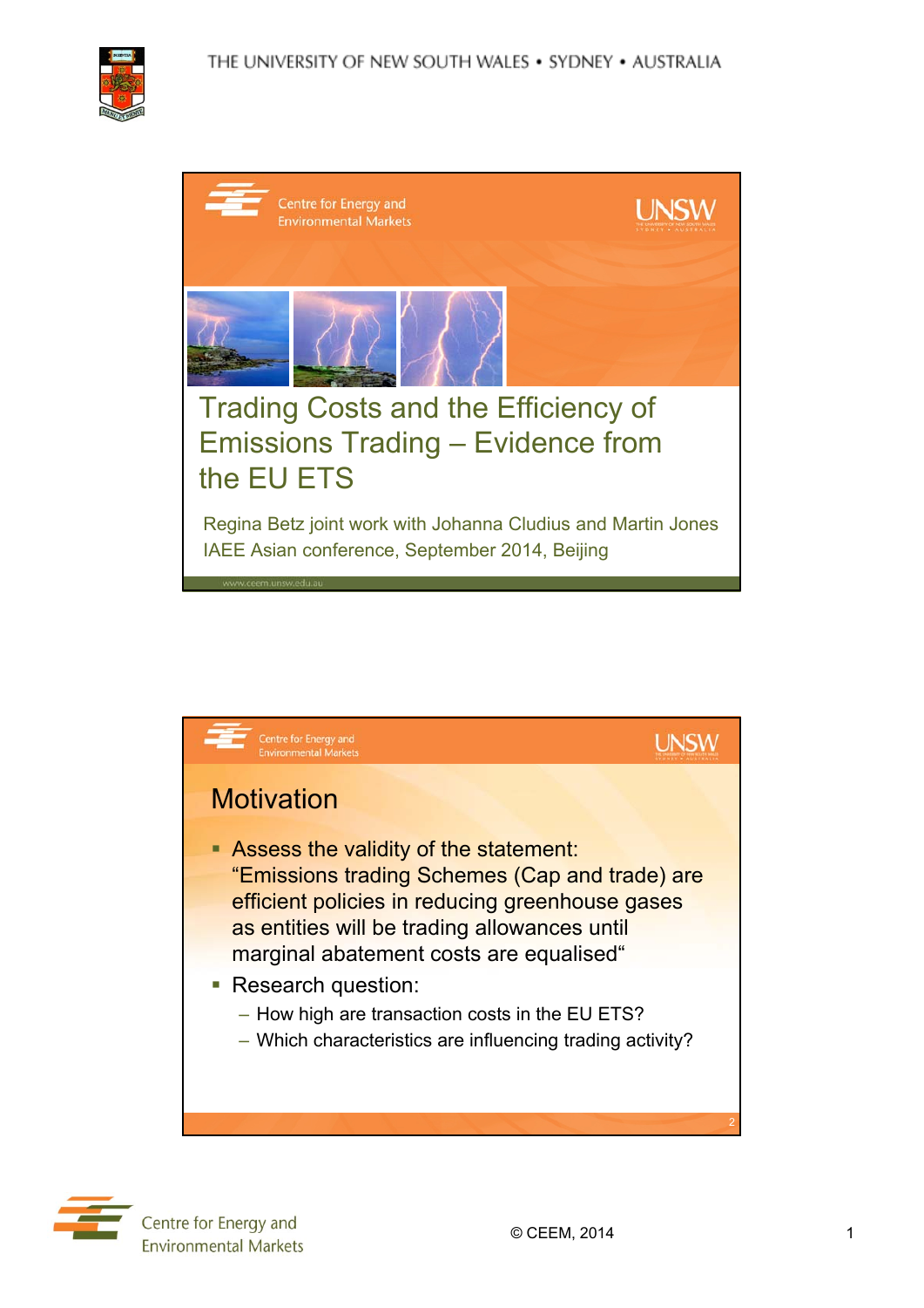# Trading Costs and the Efficiency of Emissions Trading – Evidence from the EU ETS

Regina Betz joint work with Johanna Cludius and Martin Jones
IAEE Asian conference, September 2014, Beijing

## Motivation

- Assess the validity of the statement: "Emissions trading Schemes (Cap and trade) are efficient policies in reducing greenhouse gases as entities will be trading allowances until marginal abatement costs are equalised"
- Research question:
  - How high are transaction costs in the EU ETS?
  - Which characteristics are influencing trading activity?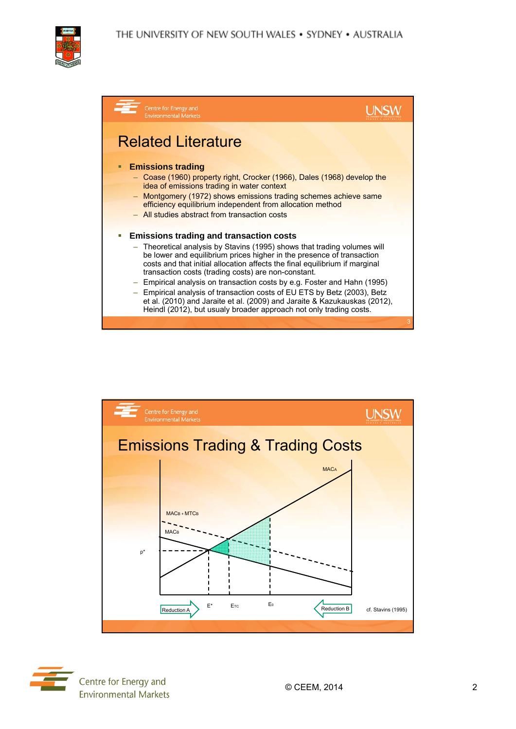# Related Literature

- **Emissions trading**
  - Coase (1960) property right, Crocker (1966), Dales (1968) develop the idea of emissions trading in water context
  - Montgomery (1972) shows emissions trading schemes achieve same efficiency equilibrium independent from allocation method
  - All studies abstract from transaction costs
- **Emissions trading and transaction costs**
  - Theoretical analysis by Stavins (1995) shows that trading volumes will be lower and equilibrium prices higher in the presence of transaction costs and that initial allocation affects the final equilibrium if marginal transaction costs (trading costs) are non-constant.
  - Empirical analysis on transaction costs by e.g. Foster and Hahn (1995)
  - Empirical analysis of transaction costs of EU ETS by Betz (2003), Betz et al. (2010) and Jaraite et al. (2009) and Jaraite & Kazukauskas (2012), Heindl (2012), but usualy broader approach not only trading costs.

# Emissions Trading & Trading Costs

$MAC_A$

$MAC_B + MTC_B$

$MAC_B$

$p^*$

Reduction A $E^*$ $E_{TC}$ $E_0$ Reduction B

cf. Stavins (1995)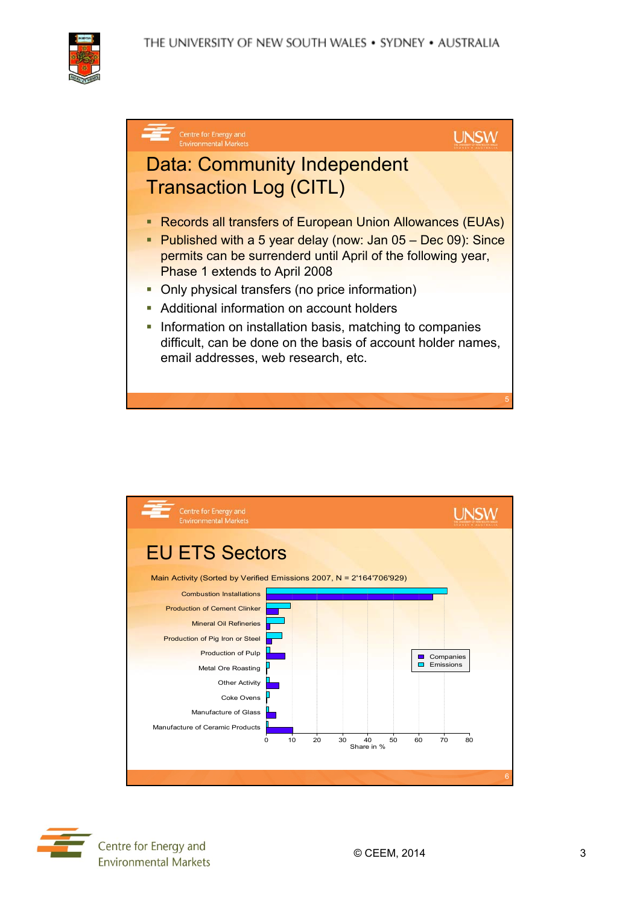## Data: Community Independent Transaction Log (CITL)

- Records all transfers of European Union Allowances (EUAs)
- Published with a 5 year delay (now: Jan 05 – Dec 09): Since permits can be surrenderd until April of the following year, Phase 1 extends to April 2008
- Only physical transfers (no price information)
- Additional information on account holders
- Information on installation basis, matching to companies difficult, can be done on the basis of account holder names, email addresses, web research, etc.

## EU ETS Sectors

Main Activity (Sorted by Verified Emissions 2007, N = 2'164'706'929)

| Main Activity | Emissions (share in %, approx.) | Companies (share in %, approx.) |
|---|---|---|
| Combustion Installations | 71 | 65 |
| Production of Cement Clinker | 9.5 | 5 |
| Mineral Oil Refineries | 7 | 1.5 |
| Production of Pig Iron or Steel | 6 | 2 |
| Production of Pulp | 1.5 | 7.5 |
| Metal Ore Roasting | 1 | 0 |
| Other Activity | 1.5 | 5 |
| Coke Ovens | 1 | 0.3 |
| Manufacture of Glass | 1 | 4 |
| Manufacture of Ceramic Products | 1 | 10.5 |

Share in %

Centre for Energy and Environmental Markets

© CEEM, 2014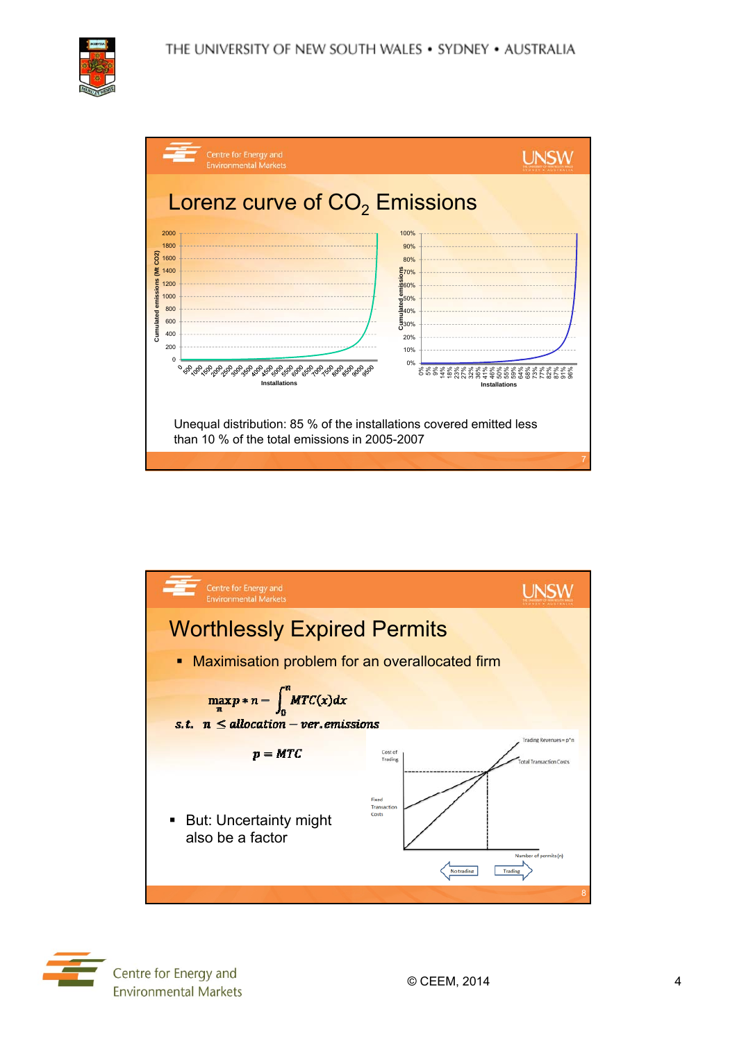## Lorenz curve of $CO_2$ Emissions

Unequal distribution: 85 % of the installations covered emitted less than 10 % of the total emissions in 2005-2007

## Worthlessly Expired Permits

- Maximisation problem for an overallocated firm

$$\max_{n} p * n - \int_0^n MTC(x)dx$$

$$s.t. \quad n \leq allocation - ver.emissions$$

$$p = MTC$$

- But: Uncertainty might also be a factor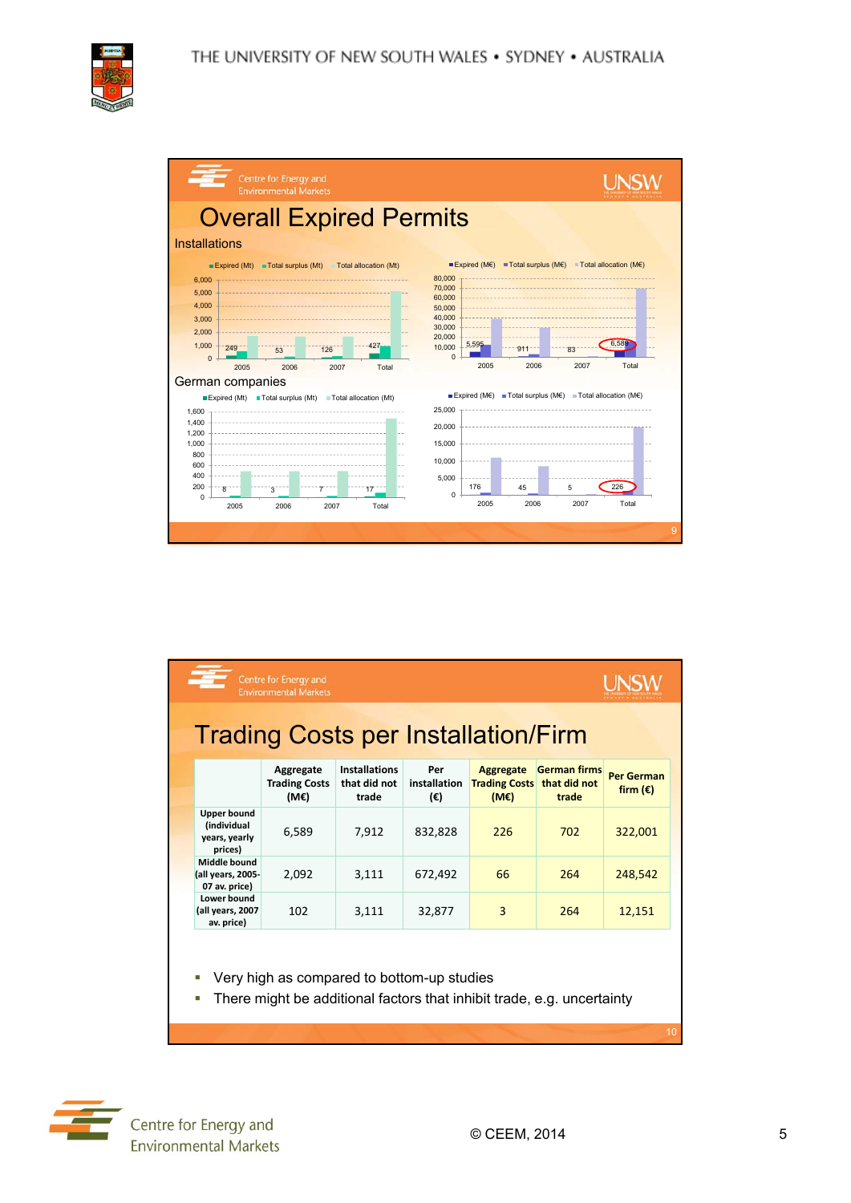## Overall Expired Permits

### Installations

■ Expired (Mt) ■ Total surplus (Mt) ■ Total allocation (Mt)

| | 2005 | 2006 | 2007 | Total |
|---|---|---|---|---|
| Expired (Mt) | 249 | 53 | 126 | 427 |

■ Expired (M€) ■ Total surplus (M€) ■ Total allocation (M€)

| | 2005 | 2006 | 2007 | Total |
|---|---|---|---|---|
| Expired (M€) | 5,595 | 911 | 83 | 6,589 |

### German companies

■ Expired (Mt) ■ Total surplus (Mt) ■ Total allocation (Mt)

| | 2005 | 2006 | 2007 | Total |
|---|---|---|---|---|
| Expired (Mt) | 8 | 3 | 7 | 17 |

■ Expired (M€) ■ Total surplus (M€) ■ Total allocation (M€)

| | 2005 | 2006 | 2007 | Total |
|---|---|---|---|---|
| Expired (M€) | 176 | 45 | 5 | 226 |

## Trading Costs per Installation/Firm

| | Aggregate Trading Costs (M€) | Installations that did not trade | Per installation (€) | Aggregate Trading Costs (M€) | German firms that did not trade | Per German firm (€) |
|---|---|---|---|---|---|---|
| Upper bound (individual years, yearly prices) | 6,589 | 7,912 | 832,828 | 226 | 702 | 322,001 |
| Middle bound (all years, 2005-07 av. price) | 2,092 | 3,111 | 672,492 | 66 | 264 | 248,542 |
| Lower bound (all years, 2007 av. price) | 102 | 3,111 | 32,877 | 3 | 264 | 12,151 |

- Very high as compared to bottom-up studies
- There might be additional factors that inhibit trade, e.g. uncertainty

© CEEM, 2014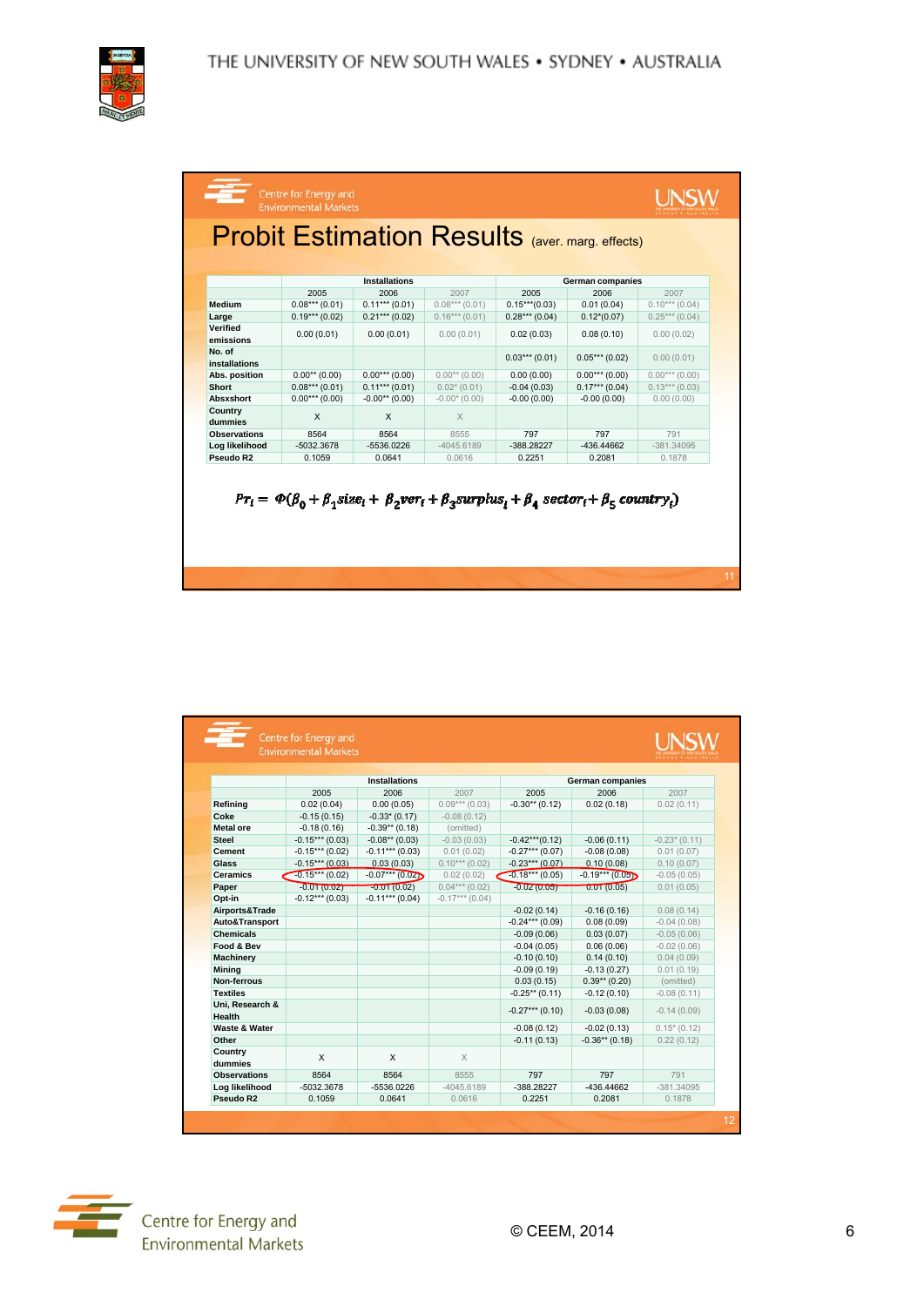## Probit Estimation Results (aver. marg. effects)

| | Installations | | | German companies | | |
|---|---|---|---|---|---|---|
| | 2005 | 2006 | 2007 | 2005 | 2006 | 2007 |
| Medium | 0.08*** (0.01) | 0.11*** (0.01) | 0.08*** (0.01) | 0.15***(0.03) | 0.01 (0.04) | 0.10*** (0.04) |
| Large | 0.19*** (0.02) | 0.21*** (0.02) | 0.16*** (0.01) | 0.28*** (0.04) | 0.12*(0.07) | 0.25*** (0.04) |
| Verified emissions | 0.00 (0.01) | 0.00 (0.01) | 0.00 (0.01) | 0.02 (0.03) | 0.08 (0.10) | 0.00 (0.02) |
| No. of installations | | | | 0.03*** (0.01) | 0.05*** (0.02) | 0.00 (0.01) |
| Abs. position | 0.00** (0.00) | 0.00*** (0.00) | 0.00** (0.00) | 0.00 (0.00) | 0.00*** (0.00) | 0.00*** (0.00) |
| Short | 0.08*** (0.01) | 0.11*** (0.01) | 0.02* (0.01) | -0.04 (0.03) | 0.17*** (0.04) | 0.13*** (0.03) |
| Absxshort | 0.00*** (0.00) | -0.00** (0.00) | -0.00* (0.00) | -0.00 (0.00) | -0.00 (0.00) | 0.00 (0.00) |
| Country dummies | X | X | X | | | |
| Observations | 8564 | 8564 | 8555 | 797 | 797 | 791 |
| Log likelihood | -5032.3678 | -5536.0226 | -4045.6189 | -388.28227 | -436.44662 | -381.34095 |
| Pseudo R2 | 0.1059 | 0.0641 | 0.0616 | 0.2251 | 0.2081 | 0.1878 |

$$Pr_i = \Phi(\beta_0 + \beta_1 size_i + \beta_2 ver_i + \beta_3 surplus_i + \beta_4\ sector_i + \beta_5\ country_i)$$

| | Installations | | | German companies | | |
|---|---|---|---|---|---|---|
| | 2005 | 2006 | 2007 | 2005 | 2006 | 2007 |
| Refining | 0.02 (0.04) | 0.00 (0.05) | 0.09*** (0.03) | -0.30** (0.12) | 0.02 (0.18) | 0.02 (0.11) |
| Coke | -0.15 (0.15) | -0.33* (0.17) | -0.08 (0.12) | | | |
| Metal ore | -0.18 (0.16) | -0.39** (0.18) | (omitted) | | | |
| Steel | -0.15*** (0.03) | -0.08** (0.03) | -0.03 (0.03) | -0.42***(0.12) | -0.06 (0.11) | -0.23* (0.11) |
| Cement | -0.15*** (0.02) | -0.11*** (0.03) | 0.01 (0.02) | -0.27*** (0.07) | -0.08 (0.08) | 0.01 (0.07) |
| Glass | -0.15*** (0.03) | 0.03 (0.03) | 0.10*** (0.02) | -0.23*** (0.07) | 0.10 (0.08) | 0.10 (0.07) |
| Ceramics | -0.15*** (0.02) | -0.07*** (0.02) | 0.02 (0.02) | -0.18*** (0.05) | -0.19*** (0.05) | -0.05 (0.05) |
| Paper | -0.01 (0.02) | -0.01 (0.02) | 0.04*** (0.02) | -0.02 (0.05) | 0.01 (0.05) | 0.01 (0.05) |
| Opt-in | -0.12*** (0.03) | -0.11*** (0.04) | -0.17*** (0.04) | | | |
| Airports&Trade | | | | -0.02 (0.14) | -0.16 (0.16) | 0.08 (0.14) |
| Auto&Transport | | | | -0.24*** (0.09) | 0.08 (0.09) | -0.04 (0.08) |
| Chemicals | | | | -0.09 (0.06) | 0.03 (0.07) | -0.05 (0.06) |
| Food & Bev | | | | -0.04 (0.05) | 0.06 (0.06) | -0.02 (0.06) |
| Machinery | | | | -0.10 (0.10) | 0.14 (0.10) | 0.04 (0.09) |
| Mining | | | | -0.09 (0.19) | -0.13 (0.27) | 0.01 (0.19) |
| Non-ferrous | | | | 0.03 (0.15) | 0.39** (0.20) | (omitted) |
| Textiles | | | | -0.25** (0.11) | -0.12 (0.10) | -0.08 (0.11) |
| Uni, Research & Health | | | | -0.27*** (0.10) | -0.03 (0.08) | -0.14 (0.09) |
| Waste & Water | | | | -0.08 (0.12) | -0.02 (0.13) | 0.15* (0.12) |
| Other | | | | -0.11 (0.13) | -0.36** (0.18) | 0.22 (0.12) |
| Country dummies | X | X | X | | | |
| Observations | 8564 | 8564 | 8555 | 797 | 797 | 791 |
| Log likelihood | -5032.3678 | -5536.0226 | -4045.6189 | -388.28227 | -436.44662 | -381.34095 |
| Pseudo R2 | 0.1059 | 0.0641 | 0.0616 | 0.2251 | 0.2081 | 0.1878 |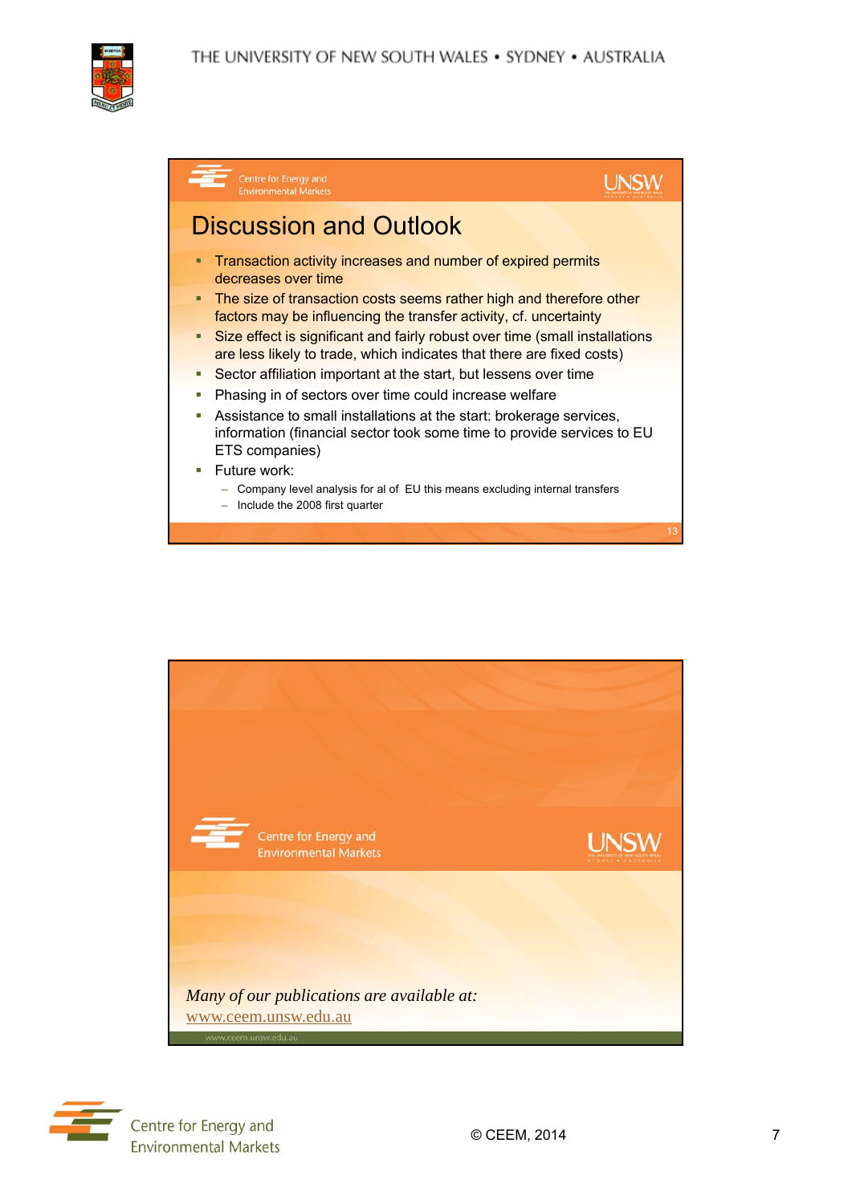## Discussion and Outlook

- Transaction activity increases and number of expired permits decreases over time
- The size of transaction costs seems rather high and therefore other factors may be influencing the transfer activity, cf. uncertainty
- Size effect is significant and fairly robust over time (small installations are less likely to trade, which indicates that there are fixed costs)
- Sector affiliation important at the start, but lessens over time
- Phasing in of sectors over time could increase welfare
- Assistance to small installations at the start: brokerage services, information (financial sector took some time to provide services to EU ETS companies)
- Future work:
  - Company level analysis for al of EU this means excluding internal transfers
  - Include the 2008 first quarter

*Many of our publications are available at:*
www.ceem.unsw.edu.au

© CEEM, 2014